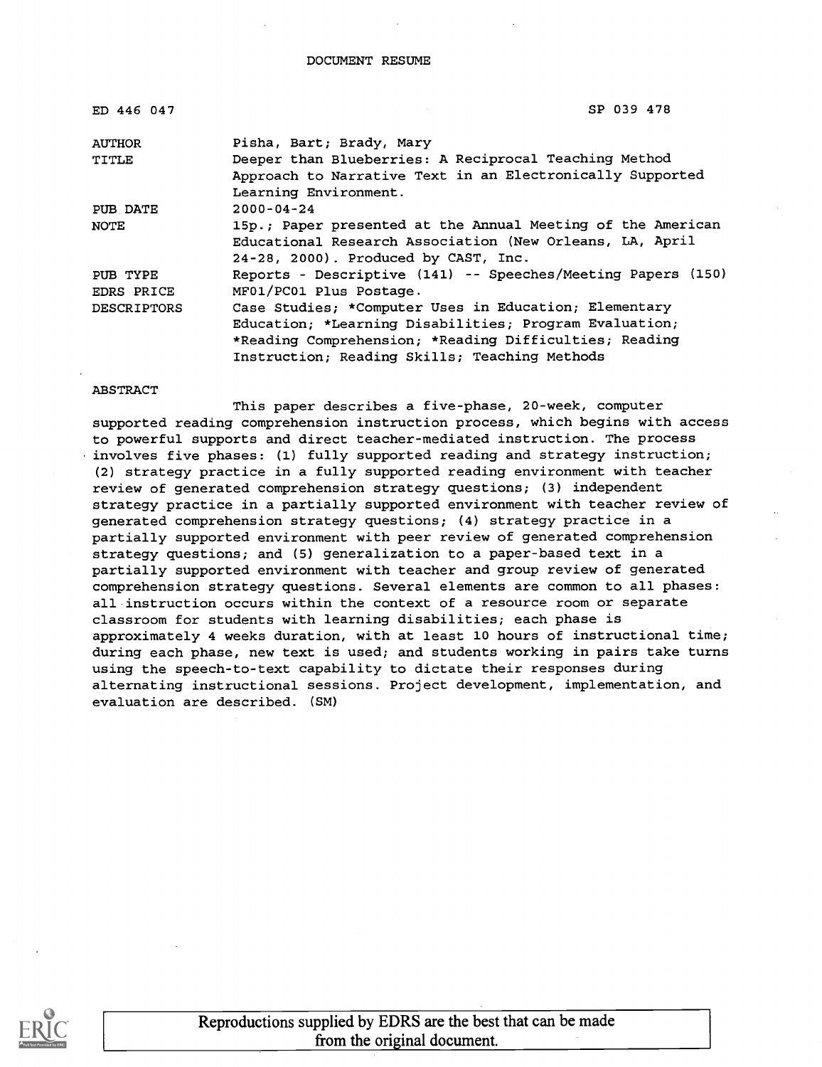DOCUMENT RESUME

| | |
|---|---|
| ED 446 047 | SP 039 478 |
| AUTHOR | Pisha, Bart; Brady, Mary |
| TITLE | Deeper than Blueberries: A Reciprocal Teaching Method Approach to Narrative Text in an Electronically Supported Learning Environment. |
| PUB DATE | 2000-04-24 |
| NOTE | 15p.; Paper presented at the Annual Meeting of the American Educational Research Association (New Orleans, LA, April 24-28, 2000). Produced by CAST, Inc. |
| PUB TYPE | Reports - Descriptive (141) -- Speeches/Meeting Papers (150) |
| EDRS PRICE | MF01/PC01 Plus Postage. |
| DESCRIPTORS | Case Studies; *Computer Uses in Education; Elementary Education; *Learning Disabilities; Program Evaluation; *Reading Comprehension; *Reading Difficulties; Reading Instruction; Reading Skills; Teaching Methods |

ABSTRACT

This paper describes a five-phase, 20-week, computer supported reading comprehension instruction process, which begins with access to powerful supports and direct teacher-mediated instruction. The process involves five phases: (1) fully supported reading and strategy instruction; (2) strategy practice in a fully supported reading environment with teacher review of generated comprehension strategy questions; (3) independent strategy practice in a partially supported environment with teacher review of generated comprehension strategy questions; (4) strategy practice in a partially supported environment with peer review of generated comprehension strategy questions; and (5) generalization to a paper-based text in a partially supported environment with teacher and group review of generated comprehension strategy questions. Several elements are common to all phases: all instruction occurs within the context of a resource room or separate classroom for students with learning disabilities; each phase is approximately 4 weeks duration, with at least 10 hours of instructional time; during each phase, new text is used; and students working in pairs take turns using the speech-to-text capability to dictate their responses during alternating instructional sessions. Project development, implementation, and evaluation are described. (SM)

Reproductions supplied by EDRS are the best that can be made from the original document.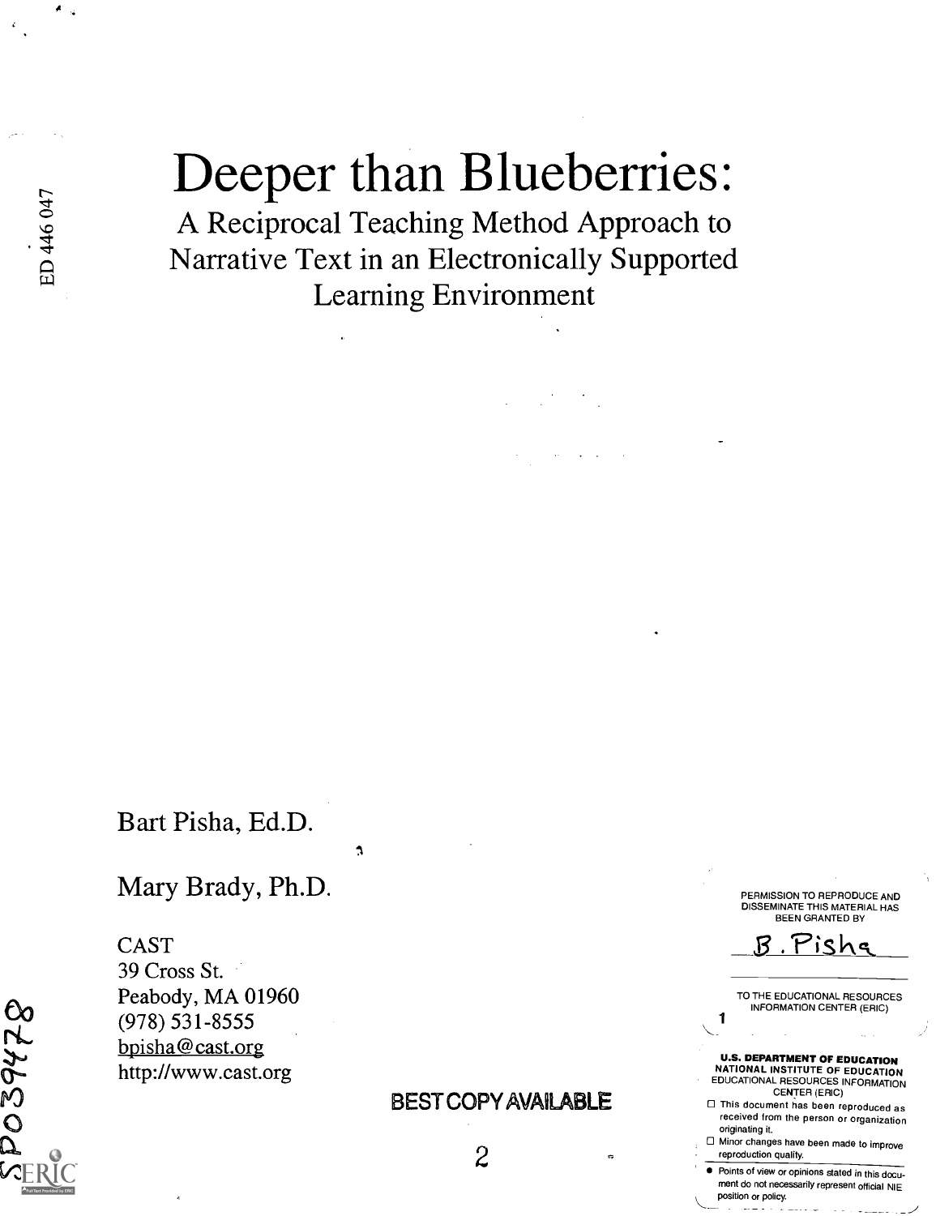# Deeper than Blueberries:

## A Reciprocal Teaching Method Approach to Narrative Text in an Electronically Supported Learning Environment

Bart Pisha, Ed.D.

Mary Brady, Ph.D.

CAST
39 Cross St.
Peabody, MA 01960
(978) 531-8555
bpisha@cast.org
http://www.cast.org

PERMISSION TO REPRODUCE AND DISSEMINATE THIS MATERIAL HAS BEEN GRANTED BY

B. Pisha

TO THE EDUCATIONAL RESOURCES INFORMATION CENTER (ERIC)

**U.S. DEPARTMENT OF EDUCATION**
**NATIONAL INSTITUTE OF EDUCATION**
EDUCATIONAL RESOURCES INFORMATION CENTER (ERIC)

- ☐ This document has been reproduced as received from the person or organization originating it.
- ☐ Minor changes have been made to improve reproduction quality.
- Points of view or opinions stated in this document do not necessarily represent official NIE position or policy.

BEST COPY AVAILABLE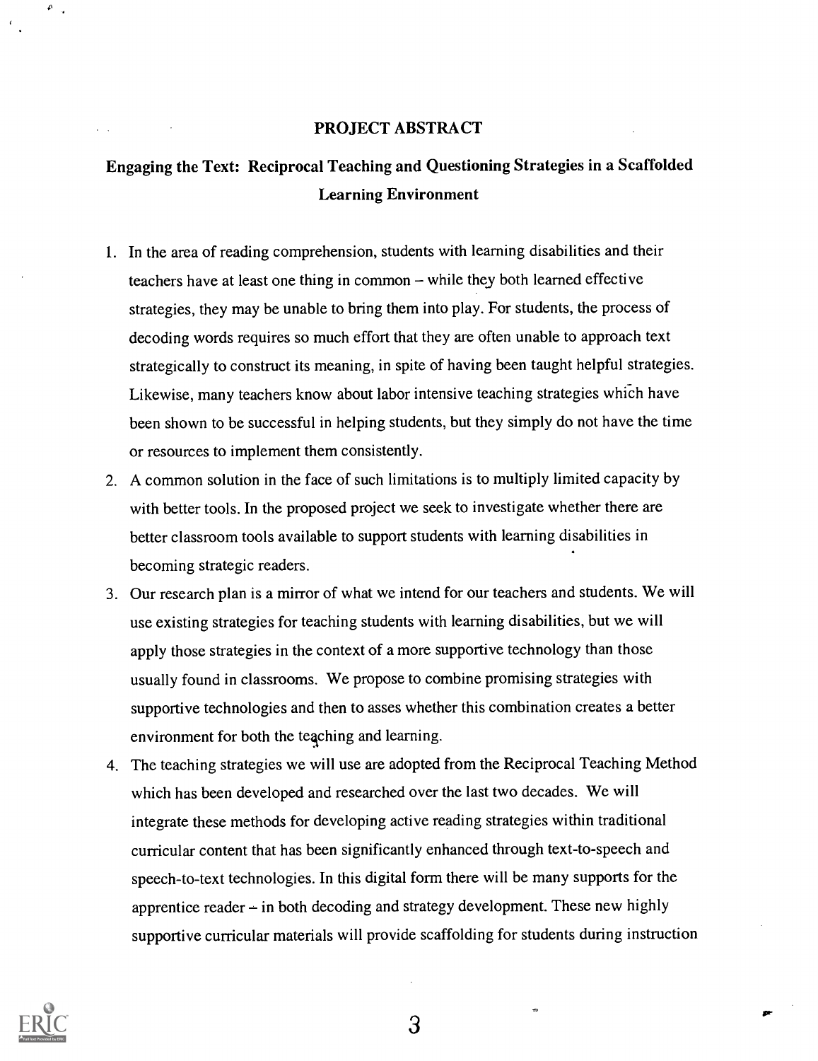# PROJECT ABSTRACT

## Engaging the Text: Reciprocal Teaching and Questioning Strategies in a Scaffolded Learning Environment

1. In the area of reading comprehension, students with learning disabilities and their teachers have at least one thing in common – while they both learned effective strategies, they may be unable to bring them into play. For students, the process of decoding words requires so much effort that they are often unable to approach text strategically to construct its meaning, in spite of having been taught helpful strategies. Likewise, many teachers know about labor intensive teaching strategies which have been shown to be successful in helping students, but they simply do not have the time or resources to implement them consistently.
2. A common solution in the face of such limitations is to multiply limited capacity by with better tools. In the proposed project we seek to investigate whether there are better classroom tools available to support students with learning disabilities in becoming strategic readers.
3. Our research plan is a mirror of what we intend for our teachers and students. We will use existing strategies for teaching students with learning disabilities, but we will apply those strategies in the context of a more supportive technology than those usually found in classrooms. We propose to combine promising strategies with supportive technologies and then to asses whether this combination creates a better environment for both the teaching and learning.
4. The teaching strategies we will use are adopted from the Reciprocal Teaching Method which has been developed and researched over the last two decades. We will integrate these methods for developing active reading strategies within traditional curricular content that has been significantly enhanced through text-to-speech and speech-to-text technologies. In this digital form there will be many supports for the apprentice reader – in both decoding and strategy development. These new highly supportive curricular materials will provide scaffolding for students during instruction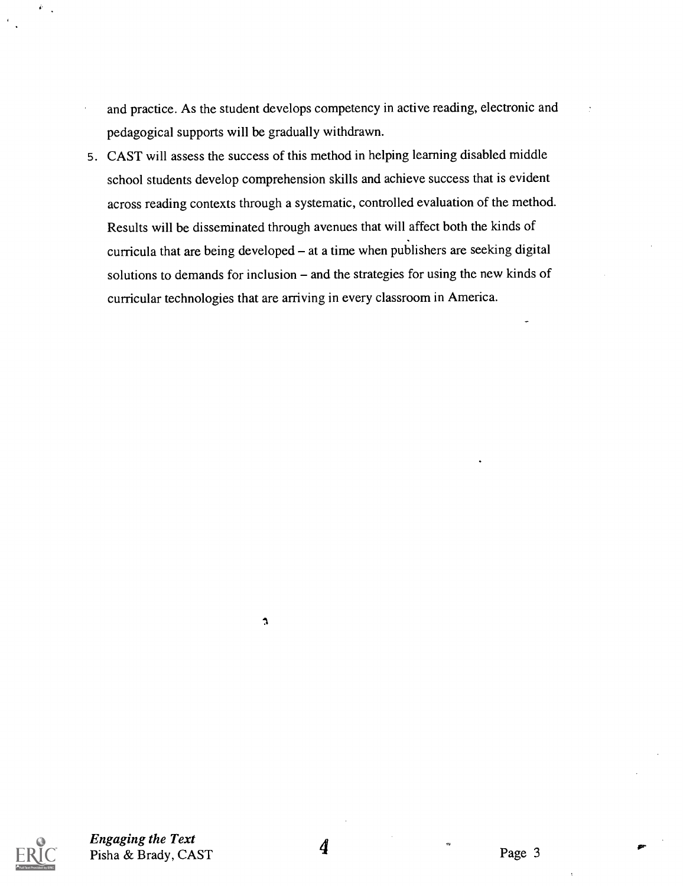and practice. As the student develops competency in active reading, electronic and pedagogical supports will be gradually withdrawn.

5. CAST will assess the success of this method in helping learning disabled middle school students develop comprehension skills and achieve success that is evident across reading contexts through a systematic, controlled evaluation of the method. Results will be disseminated through avenues that will affect both the kinds of curricula that are being developed – at a time when publishers are seeking digital solutions to demands for inclusion – and the strategies for using the new kinds of curricular technologies that are arriving in every classroom in America.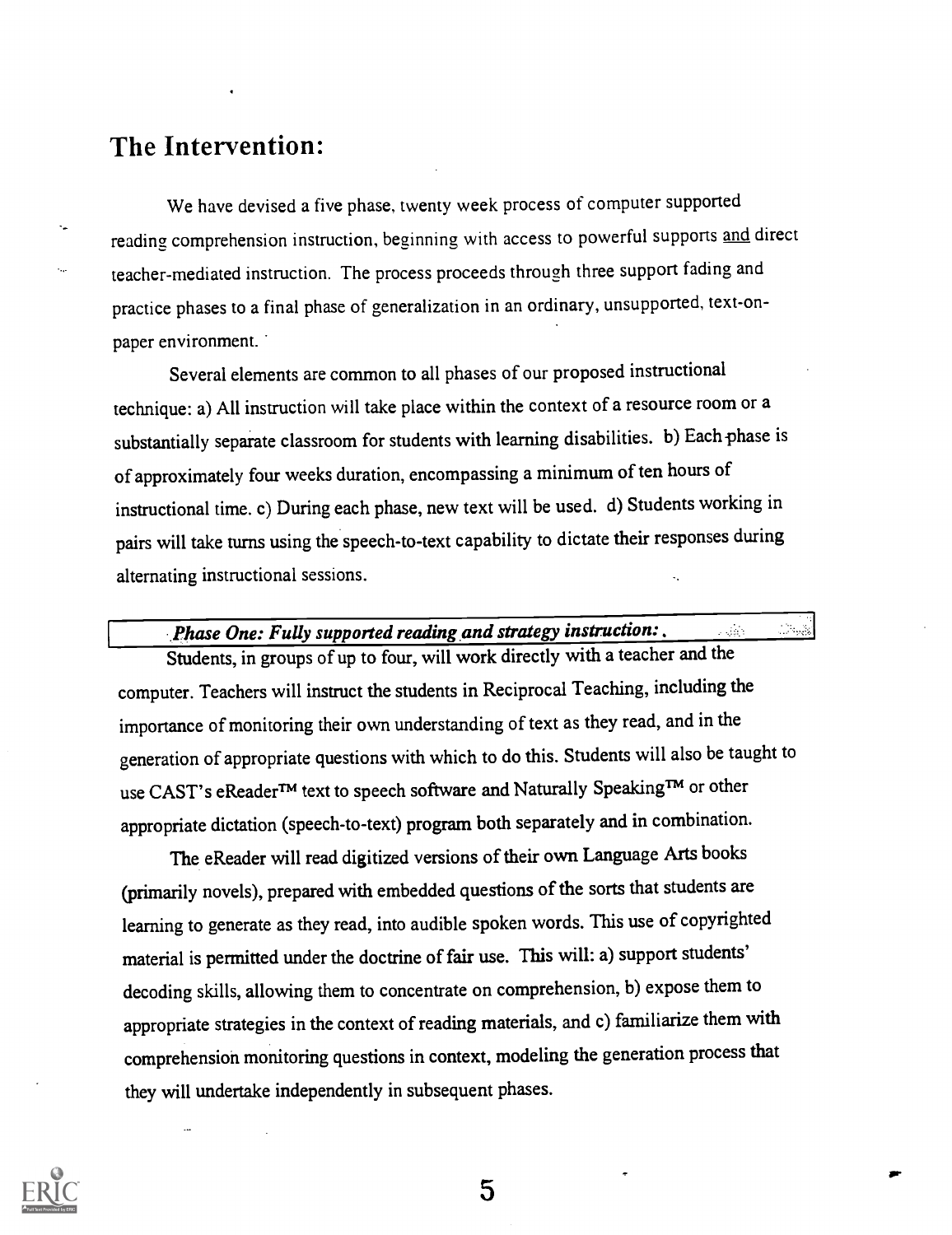## The Intervention:

We have devised a five phase, twenty week process of computer supported reading comprehension instruction, beginning with access to powerful supports and direct teacher-mediated instruction. The process proceeds through three support fading and practice phases to a final phase of generalization in an ordinary, unsupported, text-on-paper environment.

Several elements are common to all phases of our proposed instructional technique: a) All instruction will take place within the context of a resource room or a substantially separate classroom for students with learning disabilities. b) Each phase is of approximately four weeks duration, encompassing a minimum of ten hours of instructional time. c) During each phase, new text will be used. d) Students working in pairs will take turns using the speech-to-text capability to dictate their responses during alternating instructional sessions.

### *Phase One: Fully supported reading and strategy instruction:*

Students, in groups of up to four, will work directly with a teacher and the computer. Teachers will instruct the students in Reciprocal Teaching, including the importance of monitoring their own understanding of text as they read, and in the generation of appropriate questions with which to do this. Students will also be taught to use CAST's eReader™ text to speech software and Naturally Speaking™ or other appropriate dictation (speech-to-text) program both separately and in combination.

The eReader will read digitized versions of their own Language Arts books (primarily novels), prepared with embedded questions of the sorts that students are learning to generate as they read, into audible spoken words. This use of copyrighted material is permitted under the doctrine of fair use. This will: a) support students' decoding skills, allowing them to concentrate on comprehension, b) expose them to appropriate strategies in the context of reading materials, and c) familiarize them with comprehension monitoring questions in context, modeling the generation process that they will undertake independently in subsequent phases.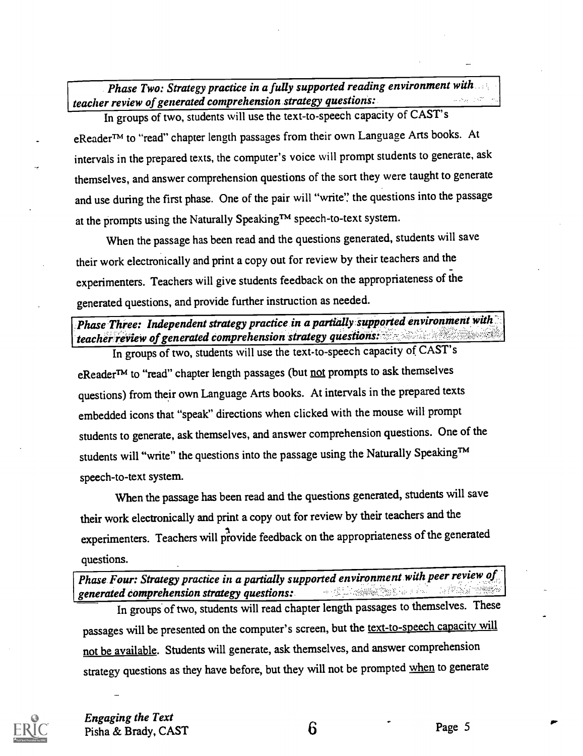*Phase Two: Strategy practice in a fully supported reading environment with teacher review of generated comprehension strategy questions:*

In groups of two, students will use the text-to-speech capacity of CAST's eReader™ to "read" chapter length passages from their own Language Arts books. At intervals in the prepared texts, the computer's voice will prompt students to generate, ask themselves, and answer comprehension questions of the sort they were taught to generate and use during the first phase. One of the pair will "write" the questions into the passage at the prompts using the Naturally Speaking™ speech-to-text system.

When the passage has been read and the questions generated, students will save their work electronically and print a copy out for review by their teachers and the experimenters. Teachers will give students feedback on the appropriateness of the generated questions, and provide further instruction as needed.

*Phase Three: Independent strategy practice in a partially supported environment with teacher review of generated comprehension strategy questions:*

In groups of two, students will use the text-to-speech capacity of CAST's eReader™ to "read" chapter length passages (but not prompts to ask themselves questions) from their own Language Arts books. At intervals in the prepared texts embedded icons that "speak" directions when clicked with the mouse will prompt students to generate, ask themselves, and answer comprehension questions. One of the students will "write" the questions into the passage using the Naturally Speaking™ speech-to-text system.

When the passage has been read and the questions generated, students will save their work electronically and print a copy out for review by their teachers and the experimenters. Teachers will provide feedback on the appropriateness of the generated questions.

*Phase Four: Strategy practice in a partially supported environment with peer review of generated comprehension strategy questions:*

In groups of two, students will read chapter length passages to themselves. These passages will be presented on the computer's screen, but the text-to-speech capacity will not be available. Students will generate, ask themselves, and answer comprehension strategy questions as they have before, but they will not be prompted when to generate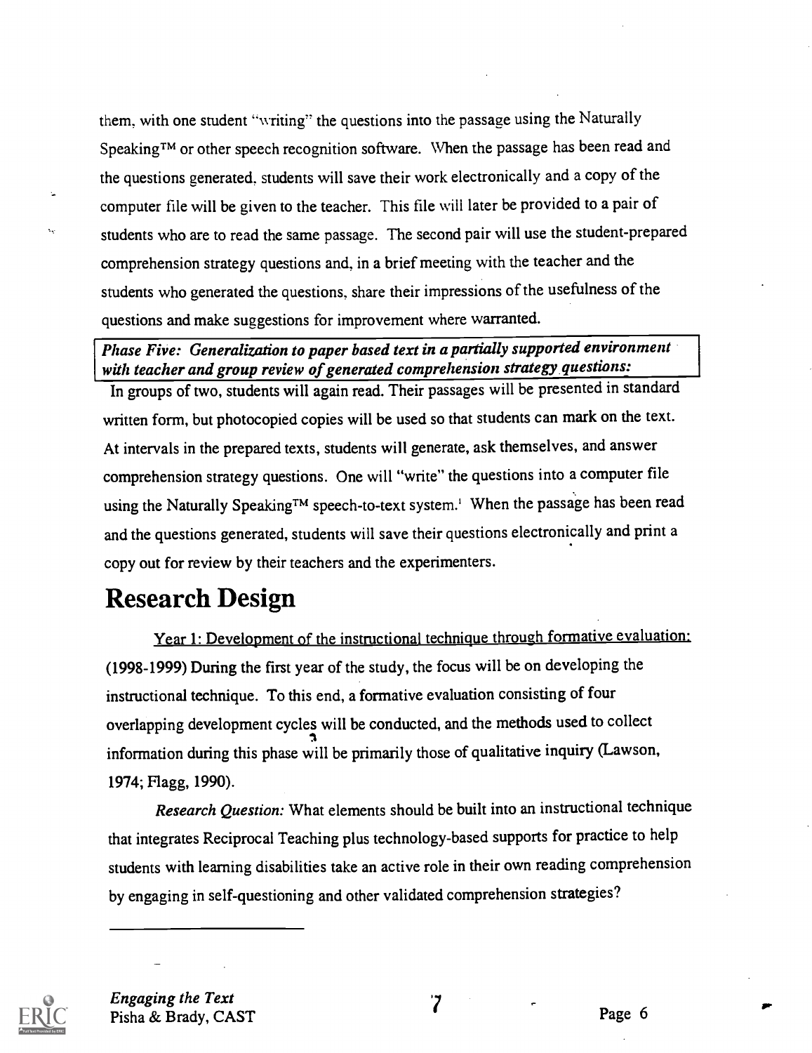them, with one student "writing" the questions into the passage using the Naturally Speaking™ or other speech recognition software. When the passage has been read and the questions generated, students will save their work electronically and a copy of the computer file will be given to the teacher. This file will later be provided to a pair of students who are to read the same passage. The second pair will use the student-prepared comprehension strategy questions and, in a brief meeting with the teacher and the students who generated the questions, share their impressions of the usefulness of the questions and make suggestions for improvement where warranted.

***Phase Five: Generalization to paper based text in a partially supported environment with teacher and group review of generated comprehension strategy questions:***

In groups of two, students will again read. Their passages will be presented in standard written form, but photocopied copies will be used so that students can mark on the text. At intervals in the prepared texts, students will generate, ask themselves, and answer comprehension strategy questions. One will "write" the questions into a computer file using the Naturally Speaking™ speech-to-text system.[1] When the passage has been read and the questions generated, students will save their questions electronically and print a copy out for review by their teachers and the experimenters.

# Research Design

Year 1: Development of the instructional technique through formative evaluation: (1998-1999) During the first year of the study, the focus will be on developing the instructional technique. To this end, a formative evaluation consisting of four overlapping development cycles will be conducted, and the methods used to collect information during this phase will be primarily those of qualitative inquiry (Lawson, 1974; Flagg, 1990).

*Research Question:* What elements should be built into an instructional technique that integrates Reciprocal Teaching plus technology-based supports for practice to help students with learning disabilities take an active role in their own reading comprehension by engaging in self-questioning and other validated comprehension strategies?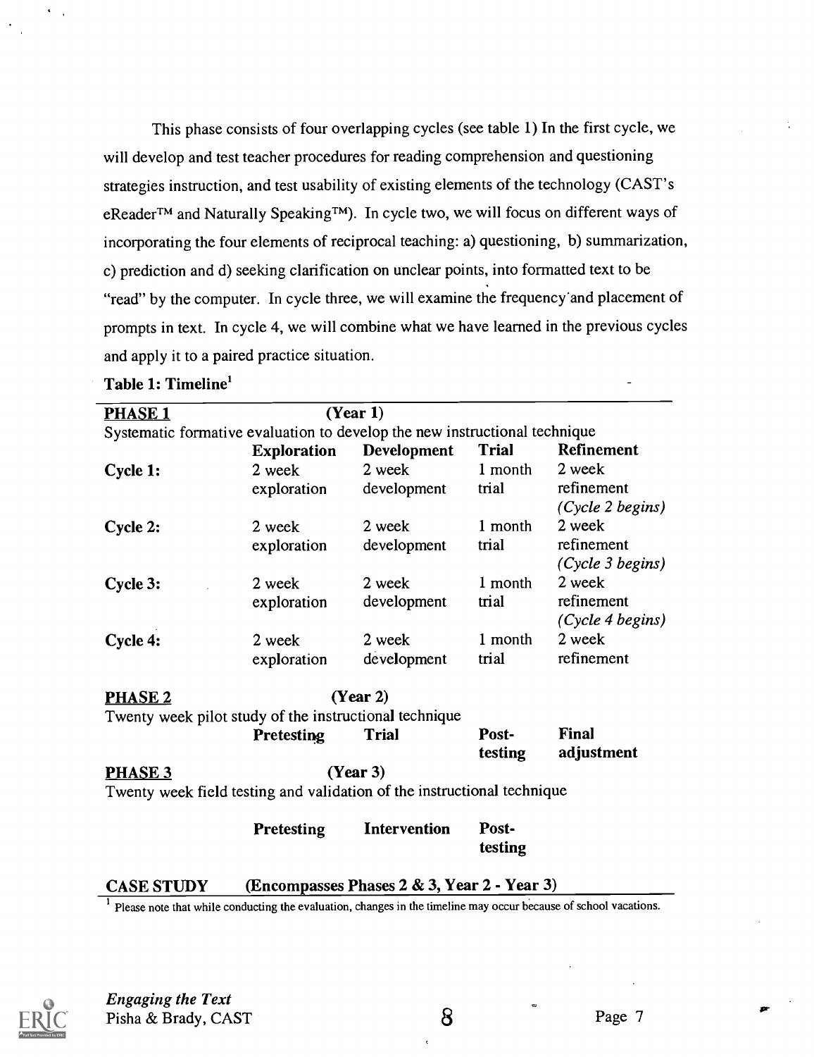This phase consists of four overlapping cycles (see table 1) In the first cycle, we will develop and test teacher procedures for reading comprehension and questioning strategies instruction, and test usability of existing elements of the technology (CAST's eReader™ and Naturally Speaking™). In cycle two, we will focus on different ways of incorporating the four elements of reciprocal teaching: a) questioning, b) summarization, c) prediction and d) seeking clarification on unclear points, into formatted text to be "read" by the computer. In cycle three, we will examine the frequency and placement of prompts in text. In cycle 4, we will combine what we have learned in the previous cycles and apply it to a paired practice situation.

**Table 1: Timeline**[1]

| **PHASE 1** | **(Year 1)** | | | |
|---|---|---|---|---|
| Systematic formative evaluation to develop the new instructional technique | | | | |
| | **Exploration** | **Development** | **Trial** | **Refinement** |
| **Cycle 1:** | 2 week exploration | 2 week development | 1 month trial | 2 week refinement *(Cycle 2 begins)* |
| **Cycle 2:** | 2 week exploration | 2 week development | 1 month trial | 2 week refinement *(Cycle 3 begins)* |
| **Cycle 3:** | 2 week exploration | 2 week development | 1 month trial | 2 week refinement *(Cycle 4 begins)* |
| **Cycle 4:** | 2 week exploration | 2 week development | 1 month trial | 2 week refinement |
| **PHASE 2** | **(Year 2)** | | | |
| Twenty week pilot study of the instructional technique | | | | |
| | **Pretesting** | **Trial** | **Post-testing** | **Final adjustment** |
| **PHASE 3** | **(Year 3)** | | | |
| Twenty week field testing and validation of the instructional technique | | | | |
| | **Pretesting** | **Intervention** | **Post-testing** | |
| **CASE STUDY** | **(Encompasses Phases 2 & 3, Year 2 - Year 3)** | | | |

[1] Please note that while conducting the evaluation, changes in the timeline may occur because of school vacations.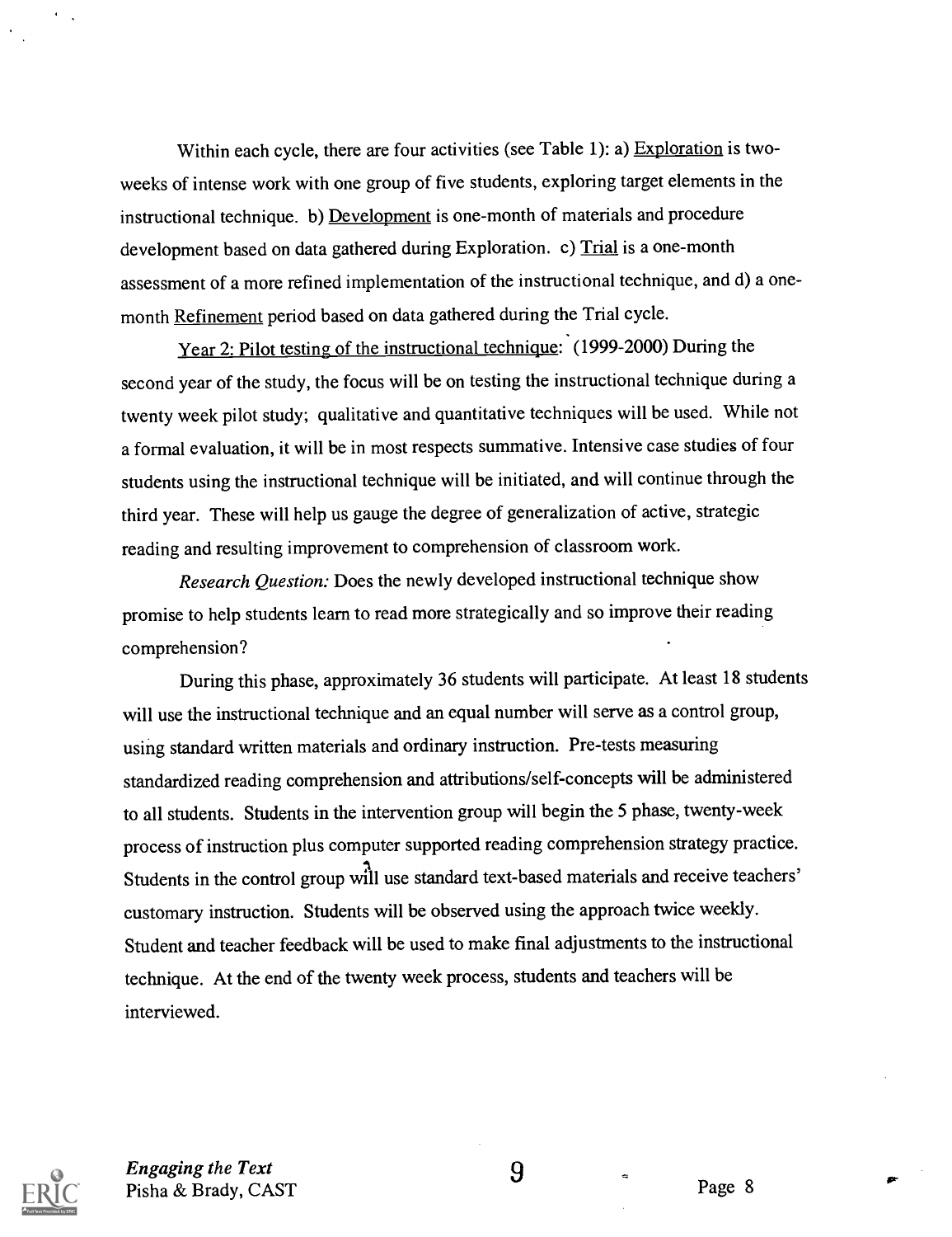Within each cycle, there are four activities (see Table 1): a) Exploration is two-weeks of intense work with one group of five students, exploring target elements in the instructional technique. b) Development is one-month of materials and procedure development based on data gathered during Exploration. c) Trial is a one-month assessment of a more refined implementation of the instructional technique, and d) a one-month Refinement period based on data gathered during the Trial cycle.

Year 2: Pilot testing of the instructional technique: (1999-2000) During the second year of the study, the focus will be on testing the instructional technique during a twenty week pilot study; qualitative and quantitative techniques will be used. While not a formal evaluation, it will be in most respects summative. Intensive case studies of four students using the instructional technique will be initiated, and will continue through the third year. These will help us gauge the degree of generalization of active, strategic reading and resulting improvement to comprehension of classroom work.

*Research Question:* Does the newly developed instructional technique show promise to help students learn to read more strategically and so improve their reading comprehension?

During this phase, approximately 36 students will participate. At least 18 students will use the instructional technique and an equal number will serve as a control group, using standard written materials and ordinary instruction. Pre-tests measuring standardized reading comprehension and attributions/self-concepts will be administered to all students. Students in the intervention group will begin the 5 phase, twenty-week process of instruction plus computer supported reading comprehension strategy practice. Students in the control group will use standard text-based materials and receive teachers' customary instruction. Students will be observed using the approach twice weekly. Student and teacher feedback will be used to make final adjustments to the instructional technique. At the end of the twenty week process, students and teachers will be interviewed.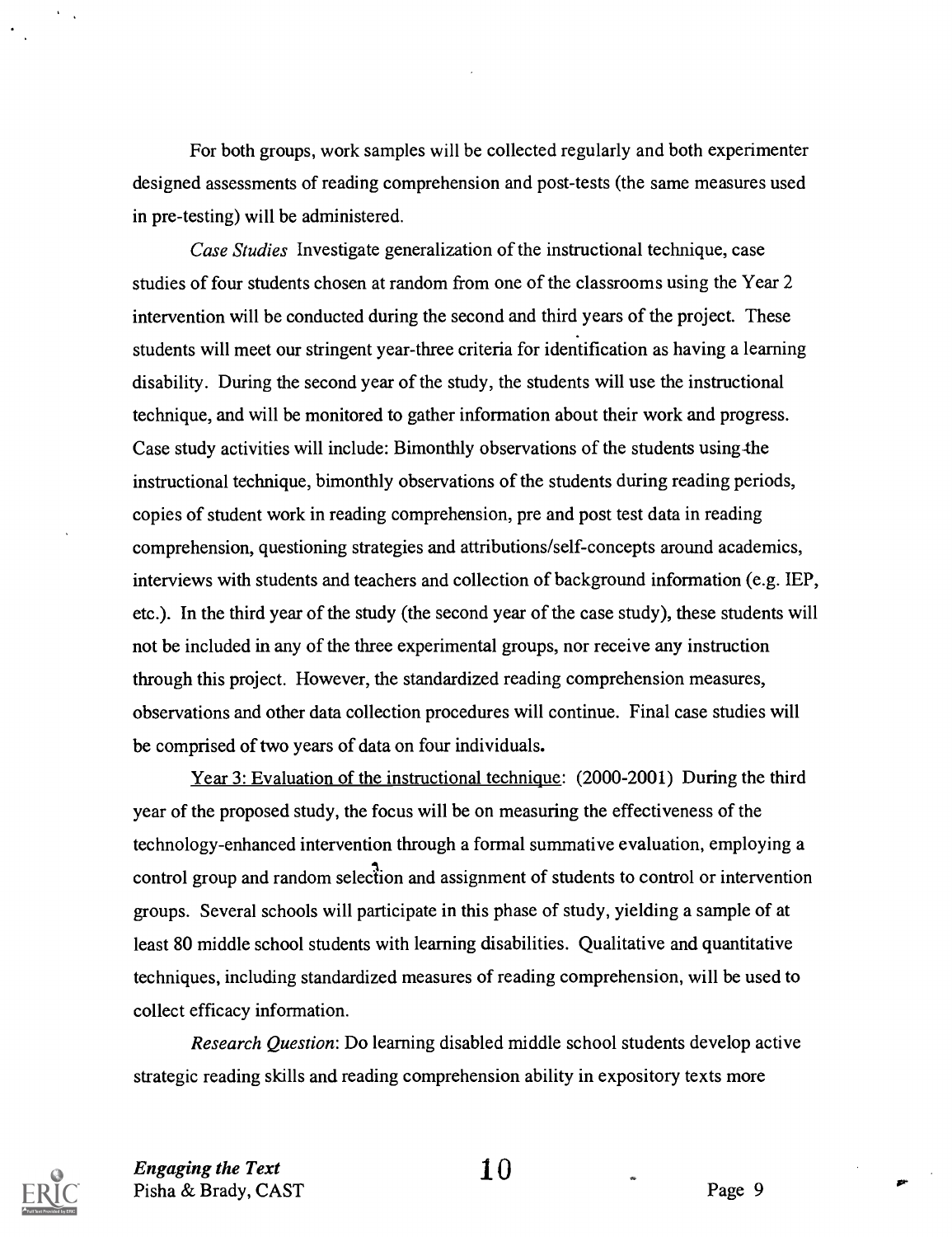For both groups, work samples will be collected regularly and both experimenter designed assessments of reading comprehension and post-tests (the same measures used in pre-testing) will be administered.

*Case Studies* Investigate generalization of the instructional technique, case studies of four students chosen at random from one of the classrooms using the Year 2 intervention will be conducted during the second and third years of the project. These students will meet our stringent year-three criteria for identification as having a learning disability. During the second year of the study, the students will use the instructional technique, and will be monitored to gather information about their work and progress. Case study activities will include: Bimonthly observations of the students using the instructional technique, bimonthly observations of the students during reading periods, copies of student work in reading comprehension, pre and post test data in reading comprehension, questioning strategies and attributions/self-concepts around academics, interviews with students and teachers and collection of background information (e.g. IEP, etc.). In the third year of the study (the second year of the case study), these students will not be included in any of the three experimental groups, nor receive any instruction through this project. However, the standardized reading comprehension measures, observations and other data collection procedures will continue. Final case studies will be comprised of two years of data on four individuals.

<u>Year 3: Evaluation of the instructional technique</u>: (2000-2001) During the third year of the proposed study, the focus will be on measuring the effectiveness of the technology-enhanced intervention through a formal summative evaluation, employing a control group and random selection and assignment of students to control or intervention groups. Several schools will participate in this phase of study, yielding a sample of at least 80 middle school students with learning disabilities. Qualitative and quantitative techniques, including standardized measures of reading comprehension, will be used to collect efficacy information.

*Research Question*: Do learning disabled middle school students develop active strategic reading skills and reading comprehension ability in expository texts more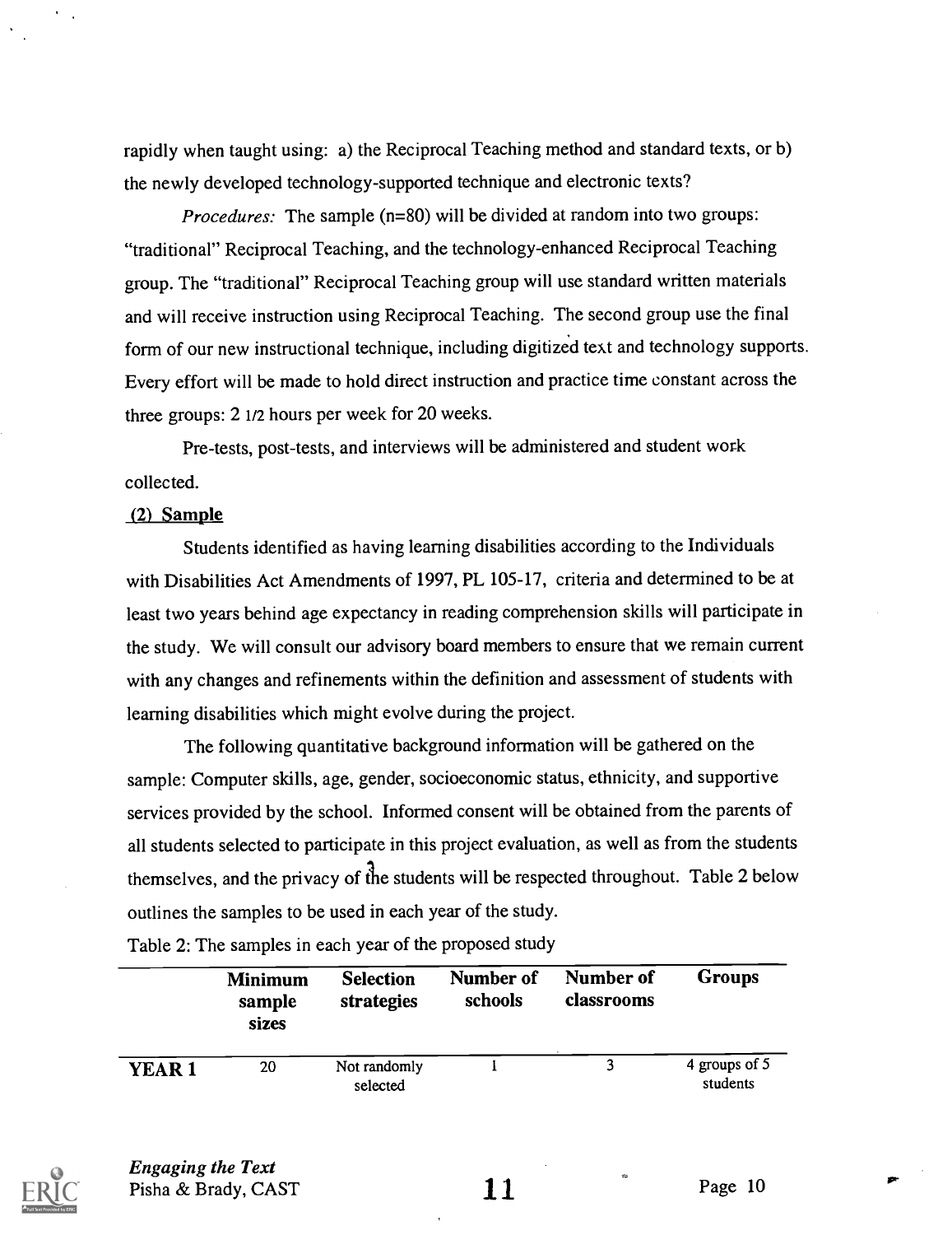rapidly when taught using: a) the Reciprocal Teaching method and standard texts, or b) the newly developed technology-supported technique and electronic texts?

*Procedures:* The sample (n=80) will be divided at random into two groups: "traditional" Reciprocal Teaching, and the technology-enhanced Reciprocal Teaching group. The "traditional" Reciprocal Teaching group will use standard written materials and will receive instruction using Reciprocal Teaching. The second group use the final form of our new instructional technique, including digitized text and technology supports. Every effort will be made to hold direct instruction and practice time constant across the three groups: 2 1/2 hours per week for 20 weeks.

Pre-tests, post-tests, and interviews will be administered and student work collected.

## (2) Sample

Students identified as having learning disabilities according to the Individuals with Disabilities Act Amendments of 1997, PL 105-17, criteria and determined to be at least two years behind age expectancy in reading comprehension skills will participate in the study. We will consult our advisory board members to ensure that we remain current with any changes and refinements within the definition and assessment of students with learning disabilities which might evolve during the project.

The following quantitative background information will be gathered on the sample: Computer skills, age, gender, socioeconomic status, ethnicity, and supportive services provided by the school. Informed consent will be obtained from the parents of all students selected to participate in this project evaluation, as well as from the students themselves, and the privacy of the students will be respected throughout. Table 2 below outlines the samples to be used in each year of the study.

Table 2: The samples in each year of the proposed study

| | Minimum sample sizes | Selection strategies | Number of schools | Number of classrooms | Groups |
|---|---|---|---|---|---|
| **YEAR 1** | 20 | Not randomly selected | 1 | 3 | 4 groups of 5 students |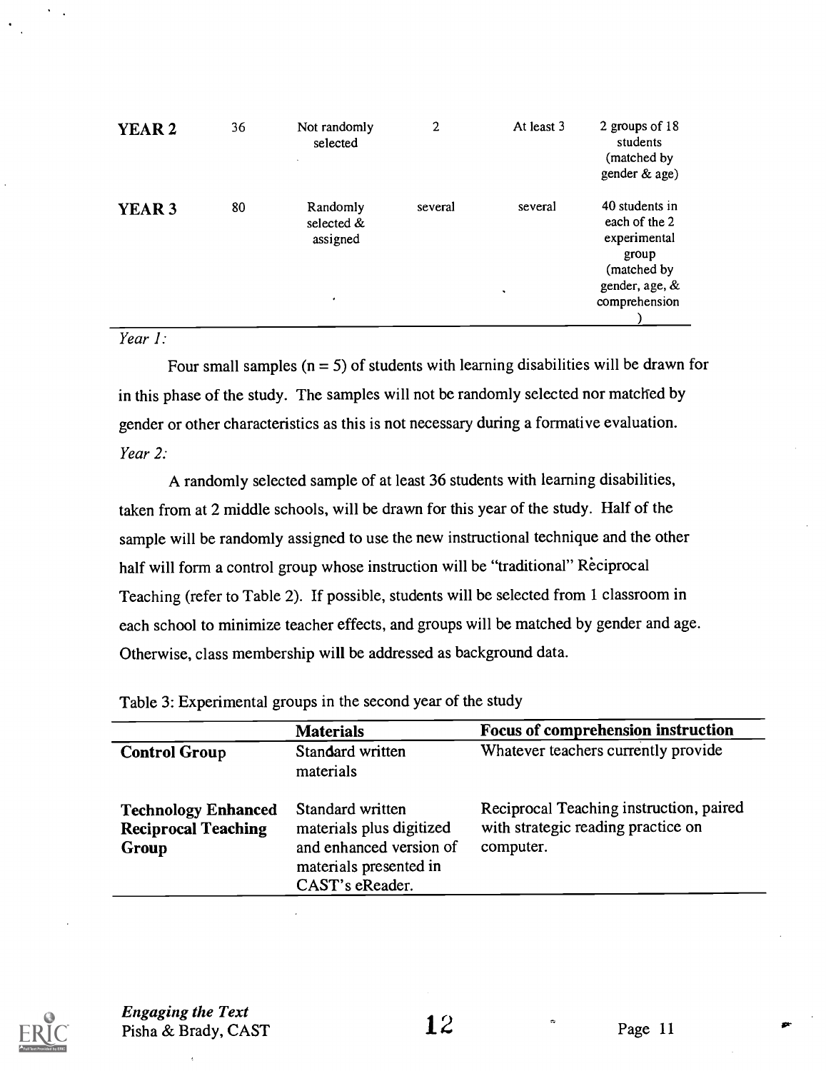| | | | | | |
|---|---|---|---|---|---|
| **YEAR 2** | 36 | Not randomly selected | 2 | At least 3 | 2 groups of 18 students (matched by gender & age) |
| **YEAR 3** | 80 | Randomly selected & assigned | several | several | 40 students in each of the 2 experimental group (matched by gender, age, & comprehension ) |

*Year 1:*

Four small samples (n = 5) of students with learning disabilities will be drawn for in this phase of the study. The samples will not be randomly selected nor matched by gender or other characteristics as this is not necessary during a formative evaluation.

*Year 2:*

A randomly selected sample of at least 36 students with learning disabilities, taken from at 2 middle schools, will be drawn for this year of the study. Half of the sample will be randomly assigned to use the new instructional technique and the other half will form a control group whose instruction will be "traditional" Reciprocal Teaching (refer to Table 2). If possible, students will be selected from 1 classroom in each school to minimize teacher effects, and groups will be matched by gender and age. Otherwise, class membership will be addressed as background data.

Table 3: Experimental groups in the second year of the study

| | **Materials** | **Focus of comprehension instruction** |
|---|---|---|
| **Control Group** | Standard written materials | Whatever teachers currently provide |
| **Technology Enhanced Reciprocal Teaching Group** | Standard written materials plus digitized and enhanced version of materials presented in CAST's eReader. | Reciprocal Teaching instruction, paired with strategic reading practice on computer. |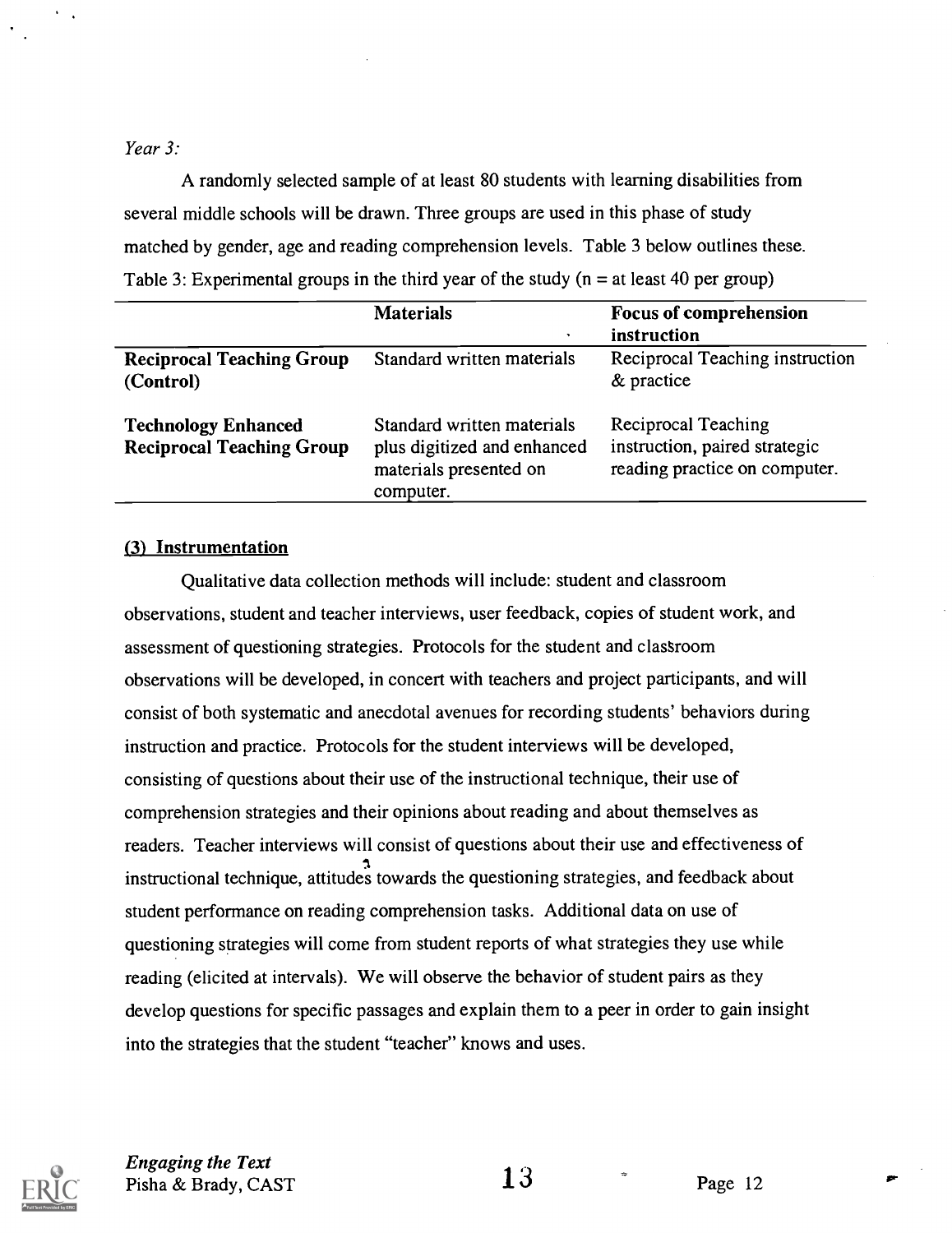*Year 3:*

A randomly selected sample of at least 80 students with learning disabilities from several middle schools will be drawn. Three groups are used in this phase of study matched by gender, age and reading comprehension levels. Table 3 below outlines these.

Table 3: Experimental groups in the third year of the study (n = at least 40 per group)

| | **Materials** | **Focus of comprehension instruction** |
|---|---|---|
| **Reciprocal Teaching Group (Control)** | Standard written materials | Reciprocal Teaching instruction & practice |
| **Technology Enhanced Reciprocal Teaching Group** | Standard written materials plus digitized and enhanced materials presented on computer. | Reciprocal Teaching instruction, paired strategic reading practice on computer. |

**(3) Instrumentation**

Qualitative data collection methods will include: student and classroom observations, student and teacher interviews, user feedback, copies of student work, and assessment of questioning strategies. Protocols for the student and classroom observations will be developed, in concert with teachers and project participants, and will consist of both systematic and anecdotal avenues for recording students' behaviors during instruction and practice. Protocols for the student interviews will be developed, consisting of questions about their use of the instructional technique, their use of comprehension strategies and their opinions about reading and about themselves as readers. Teacher interviews will consist of questions about their use and effectiveness of instructional technique, attitudes towards the questioning strategies, and feedback about student performance on reading comprehension tasks. Additional data on use of questioning strategies will come from student reports of what strategies they use while reading (elicited at intervals). We will observe the behavior of student pairs as they develop questions for specific passages and explain them to a peer in order to gain insight into the strategies that the student "teacher" knows and uses.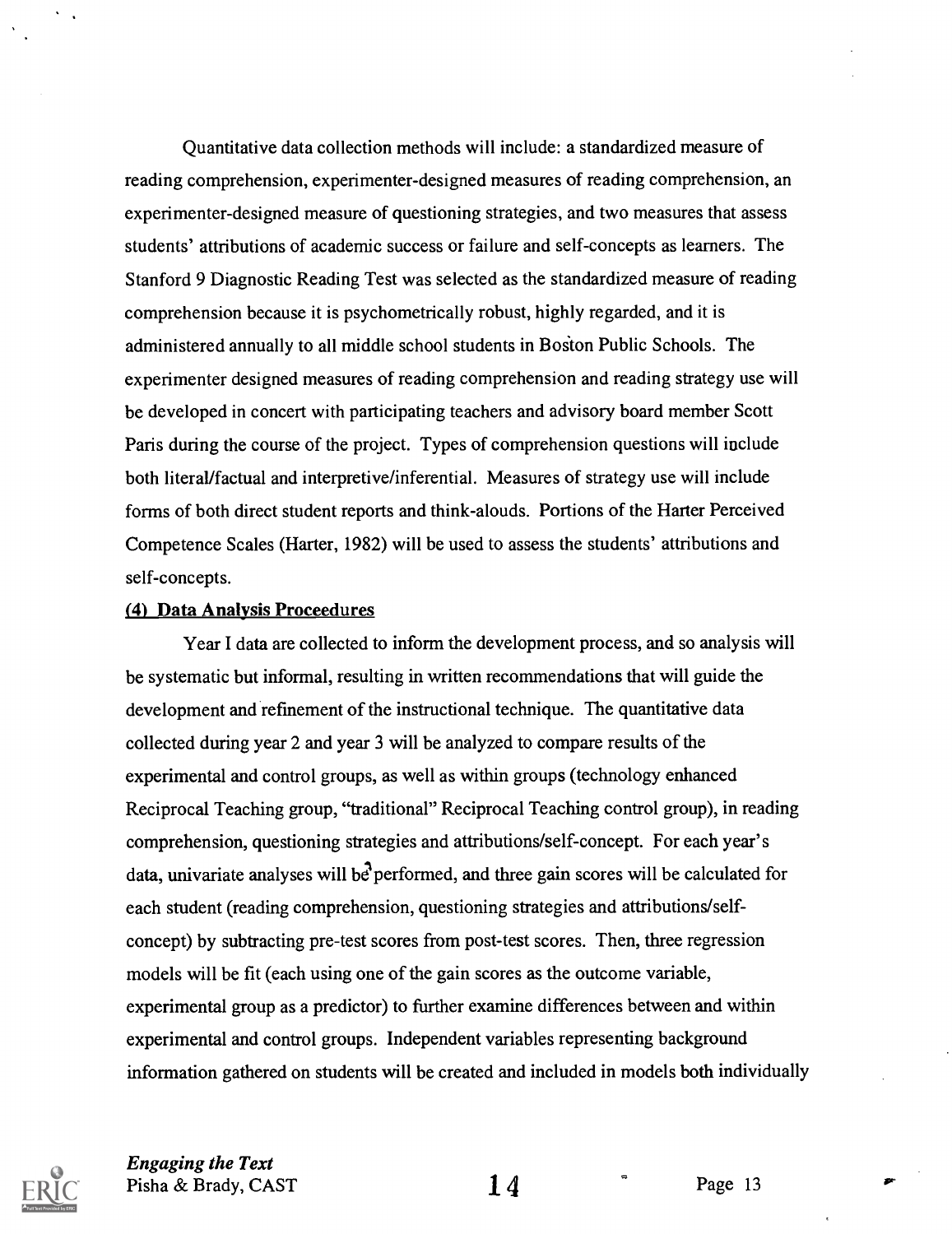Quantitative data collection methods will include: a standardized measure of reading comprehension, experimenter-designed measures of reading comprehension, an experimenter-designed measure of questioning strategies, and two measures that assess students' attributions of academic success or failure and self-concepts as learners. The Stanford 9 Diagnostic Reading Test was selected as the standardized measure of reading comprehension because it is psychometrically robust, highly regarded, and it is administered annually to all middle school students in Boston Public Schools. The experimenter designed measures of reading comprehension and reading strategy use will be developed in concert with participating teachers and advisory board member Scott Paris during the course of the project. Types of comprehension questions will include both literal/factual and interpretive/inferential. Measures of strategy use will include forms of both direct student reports and think-alouds. Portions of the Harter Perceived Competence Scales (Harter, 1982) will be used to assess the students' attributions and self-concepts.

**(4) Data Analysis Proceedures**

Year I data are collected to inform the development process, and so analysis will be systematic but informal, resulting in written recommendations that will guide the development and refinement of the instructional technique. The quantitative data collected during year 2 and year 3 will be analyzed to compare results of the experimental and control groups, as well as within groups (technology enhanced Reciprocal Teaching group, "traditional" Reciprocal Teaching control group), in reading comprehension, questioning strategies and attributions/self-concept. For each year's data, univariate analyses will be performed, and three gain scores will be calculated for each student (reading comprehension, questioning strategies and attributions/self-concept) by subtracting pre-test scores from post-test scores. Then, three regression models will be fit (each using one of the gain scores as the outcome variable, experimental group as a predictor) to further examine differences between and within experimental and control groups. Independent variables representing background information gathered on students will be created and included in models both individually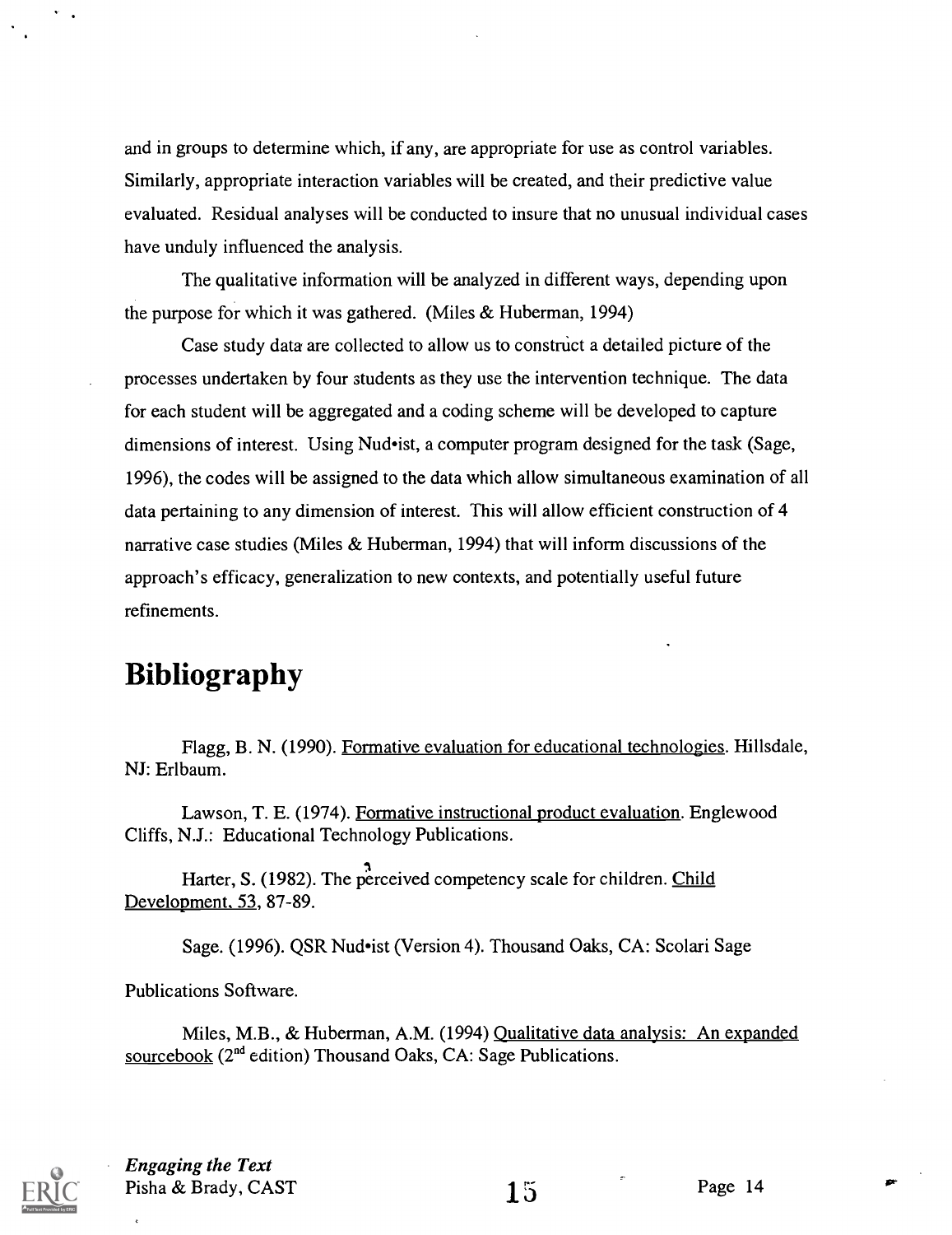and in groups to determine which, if any, are appropriate for use as control variables. Similarly, appropriate interaction variables will be created, and their predictive value evaluated. Residual analyses will be conducted to insure that no unusual individual cases have unduly influenced the analysis.

The qualitative information will be analyzed in different ways, depending upon the purpose for which it was gathered. (Miles & Huberman, 1994)

Case study data are collected to allow us to construct a detailed picture of the processes undertaken by four students as they use the intervention technique. The data for each student will be aggregated and a coding scheme will be developed to capture dimensions of interest. Using Nud•ist, a computer program designed for the task (Sage, 1996), the codes will be assigned to the data which allow simultaneous examination of all data pertaining to any dimension of interest. This will allow efficient construction of 4 narrative case studies (Miles & Huberman, 1994) that will inform discussions of the approach's efficacy, generalization to new contexts, and potentially useful future refinements.

# Bibliography

Flagg, B. N. (1990). Formative evaluation for educational technologies. Hillsdale, NJ: Erlbaum.

Lawson, T. E. (1974). Formative instructional product evaluation. Englewood Cliffs, N.J.: Educational Technology Publications.

Harter, S. (1982). The perceived competency scale for children. Child Development, 53, 87-89.

Sage. (1996). QSR Nud•ist (Version 4). Thousand Oaks, CA: Scolari Sage Publications Software.

Miles, M.B., & Huberman, A.M. (1994) Qualitative data analysis: An expanded sourcebook (2nd edition) Thousand Oaks, CA: Sage Publications.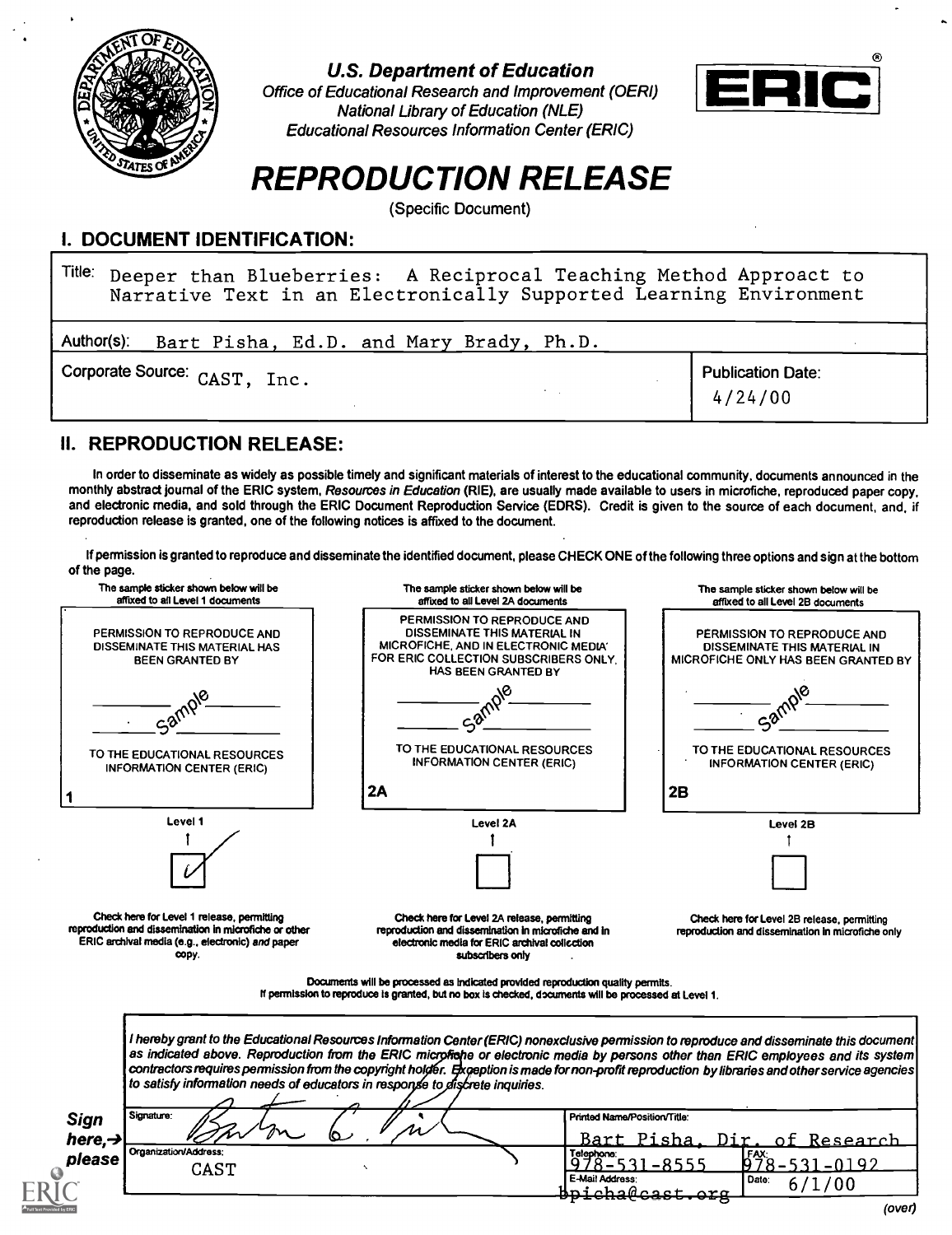**U.S. Department of Education**
*Office of Educational Research and Improvement (OERI)*
*National Library of Education (NLE)*
*Educational Resources Information Center (ERIC)*

ERIC®

# REPRODUCTION RELEASE

(Specific Document)

## I. DOCUMENT IDENTIFICATION:

Title: Deeper than Blueberries: A Reciprocal Teaching Method Approact to Narrative Text in an Electronically Supported Learning Environment

Author(s): Bart Pisha, Ed.D. and Mary Brady, Ph.D.

Corporate Source: CAST, Inc.

Publication Date: 4/24/00

## II. REPRODUCTION RELEASE:

In order to disseminate as widely as possible timely and significant materials of interest to the educational community, documents announced in the monthly abstract journal of the ERIC system, *Resources in Education* (RIE), are usually made available to users in microfiche, reproduced paper copy, and electronic media, and sold through the ERIC Document Reproduction Service (EDRS). Credit is given to the source of each document, and, if reproduction release is granted, one of the following notices is affixed to the document.

If permission is granted to reproduce and disseminate the identified document, please CHECK ONE of the following three options and sign at the bottom of the page.

| The sample sticker shown below will be affixed to all Level 1 documents | The sample sticker shown below will be affixed to all Level 2A documents | The sample sticker shown below will be affixed to all Level 2B documents |
|---|---|---|
| PERMISSION TO REPRODUCE AND DISSEMINATE THIS MATERIAL HAS BEEN GRANTED BY — Sample — TO THE EDUCATIONAL RESOURCES INFORMATION CENTER (ERIC) | PERMISSION TO REPRODUCE AND DISSEMINATE THIS MATERIAL IN MICROFICHE, AND IN ELECTRONIC MEDIA FOR ERIC COLLECTION SUBSCRIBERS ONLY, HAS BEEN GRANTED BY — Sample — TO THE EDUCATIONAL RESOURCES INFORMATION CENTER (ERIC) | PERMISSION TO REPRODUCE AND DISSEMINATE THIS MATERIAL IN MICROFICHE ONLY HAS BEEN GRANTED BY — Sample — TO THE EDUCATIONAL RESOURCES INFORMATION CENTER (ERIC) |
| 1 | 2A | 2B |
| Level 1 ☑ | Level 2A ☐ | Level 2B ☐ |
| Check here for Level 1 release, permitting reproduction and dissemination in microfiche or other ERIC archival media (e.g., electronic) *and* paper copy. | Check here for Level 2A release, permitting reproduction and dissemination in microfiche and in electronic media for ERIC archival collection subscribers only | Check here for Level 2B release, permitting reproduction and dissemination in microfiche only |

Documents will be processed as indicated provided reproduction quality permits.
If permission to reproduce is granted, but no box is checked, documents will be processed at Level 1.

*I hereby grant to the Educational Resources Information Center (ERIC) nonexclusive permission to reproduce and disseminate this document as indicated above. Reproduction from the ERIC microfiche or electronic media by persons other than ERIC employees and its system contractors requires permission from the copyright holder. Exception is made for non-profit reproduction by libraries and other service agencies to satisfy information needs of educators in response to discrete inquiries.*

**Sign here, → please**

| Signature: | Printed Name/Position/Title: Bart Pisha, Dir. of Research | |
|---|---|---|
| Organization/Address: CAST | Telephone: 978-531-8555 | FAX: 978-531-0192 |
| | E-Mail Address: bpisha@cast.org | Date: 6/1/00 |

(over)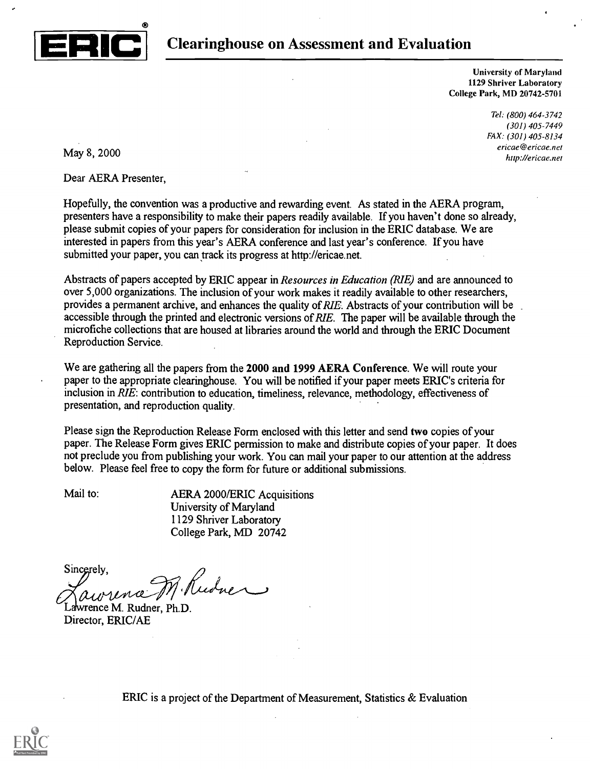# ERIC® Clearinghouse on Assessment and Evaluation

**University of Maryland**
**1129 Shriver Laboratory**
**College Park, MD 20742-5701**

*Tel: (800) 464-3742*
*(301) 405-7449*
*FAX: (301) 405-8134*
*ericae@ericae.net*
*http://ericae.net*

May 8, 2000

Dear AERA Presenter,

Hopefully, the convention was a productive and rewarding event. As stated in the AERA program, presenters have a responsibility to make their papers readily available. If you haven't done so already, please submit copies of your papers for consideration for inclusion in the ERIC database. We are interested in papers from this year's AERA conference and last year's conference. If you have submitted your paper, you can track its progress at http://ericae.net.

Abstracts of papers accepted by ERIC appear in *Resources in Education (RIE)* and are announced to over 5,000 organizations. The inclusion of your work makes it readily available to other researchers, provides a permanent archive, and enhances the quality of *RIE*. Abstracts of your contribution will be accessible through the printed and electronic versions of *RIE*. The paper will be available through the microfiche collections that are housed at libraries around the world and through the ERIC Document Reproduction Service.

We are gathering all the papers from the **2000 and 1999 AERA Conference**. We will route your paper to the appropriate clearinghouse. You will be notified if your paper meets ERIC's criteria for inclusion in *RIE*: contribution to education, timeliness, relevance, methodology, effectiveness of presentation, and reproduction quality.

Please sign the Reproduction Release Form enclosed with this letter and send **two** copies of your paper. The Release Form gives ERIC permission to make and distribute copies of your paper. It does not preclude you from publishing your work. You can mail your paper to our attention at the address below. Please feel free to copy the form for future or additional submissions.

Mail to:

AERA 2000/ERIC Acquisitions
University of Maryland
1129 Shriver Laboratory
College Park, MD 20742

Sincerely,

Lawrence M. Rudner

Lawrence M. Rudner, Ph.D.
Director, ERIC/AE

ERIC is a project of the Department of Measurement, Statistics & Evaluation